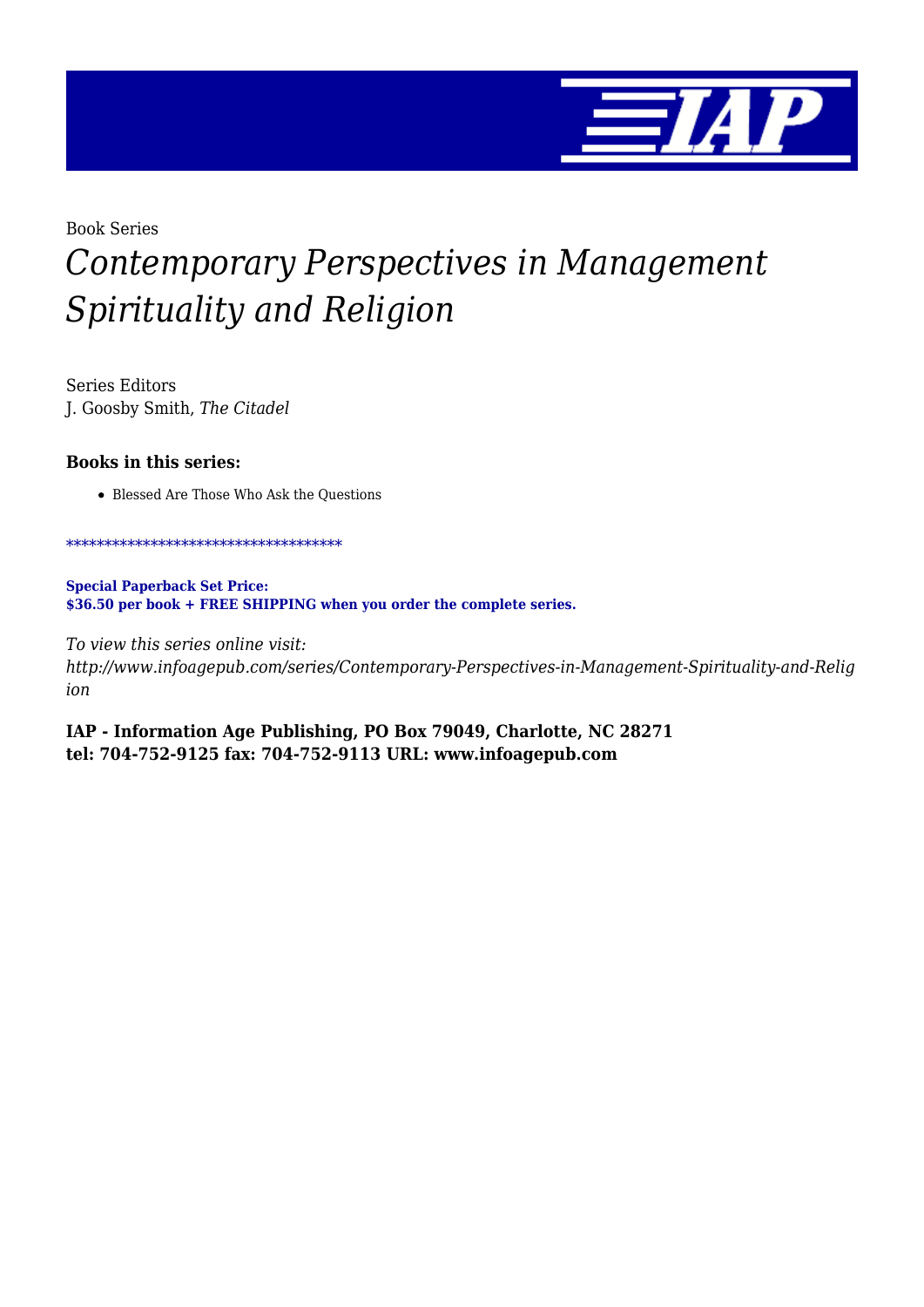Book Series

# *Contemporary Perspectives in Management Spirituality and Religion*

Series Editors
J. Goosby Smith, *The Citadel*

### Books in this series:

- Blessed Are Those Who Ask the Questions

************************************

**Special Paperback Set Price:**
**$36.50 per book + FREE SHIPPING when you order the complete series.**

*To view this series online visit:*
*http://www.infoagepub.com/series/Contemporary-Perspectives-in-Management-Spirituality-and-Religion*

**IAP - Information Age Publishing, PO Box 79049, Charlotte, NC 28271**
**tel: 704-752-9125 fax: 704-752-9113 URL: www.infoagepub.com**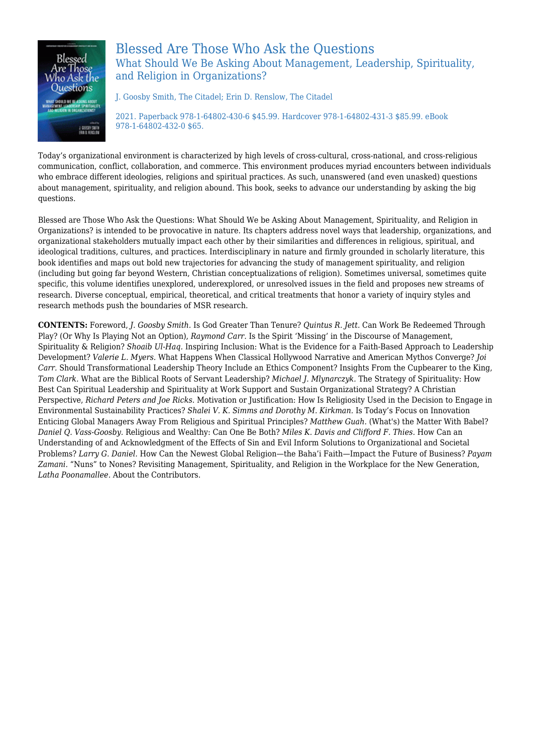# Blessed Are Those Who Ask the Questions

## What Should We Be Asking About Management, Leadership, Spirituality, and Religion in Organizations?

J. Goosby Smith, The Citadel; Erin D. Renslow, The Citadel

2021. Paperback 978-1-64802-430-6 $45.99. Hardcover 978-1-64802-431-3 $85.99. eBook 978-1-64802-432-0 $65.

Today's organizational environment is characterized by high levels of cross-cultural, cross-national, and cross-religious communication, conflict, collaboration, and commerce. This environment produces myriad encounters between individuals who embrace different ideologies, religions and spiritual practices. As such, unanswered (and even unasked) questions about management, spirituality, and religion abound. This book, seeks to advance our understanding by asking the big questions.

Blessed are Those Who Ask the Questions: What Should We be Asking About Management, Spirituality, and Religion in Organizations? is intended to be provocative in nature. Its chapters address novel ways that leadership, organizations, and organizational stakeholders mutually impact each other by their similarities and differences in religious, spiritual, and ideological traditions, cultures, and practices. Interdisciplinary in nature and firmly grounded in scholarly literature, this book identifies and maps out bold new trajectories for advancing the study of management spirituality, and religion (including but going far beyond Western, Christian conceptualizations of religion). Sometimes universal, sometimes quite specific, this volume identifies unexplored, underexplored, or unresolved issues in the field and proposes new streams of research. Diverse conceptual, empirical, theoretical, and critical treatments that honor a variety of inquiry styles and research methods push the boundaries of MSR research.

**CONTENTS:** Foreword, *J. Goosby Smith.* Is God Greater Than Tenure? *Quintus R. Jett.* Can Work Be Redeemed Through Play? (Or Why Is Playing Not an Option), *Raymond Carr.* Is the Spirit 'Missing' in the Discourse of Management, Spirituality & Religion? *Shoaib Ul-Haq.* Inspiring Inclusion: What is the Evidence for a Faith-Based Approach to Leadership Development? *Valerie L. Myers.* What Happens When Classical Hollywood Narrative and American Mythos Converge? *Joi Carr.* Should Transformational Leadership Theory Include an Ethics Component? Insights From the Cupbearer to the King, *Tom Clark.* What are the Biblical Roots of Servant Leadership? *Michael J. Mlynarczyk.* The Strategy of Spirituality: How Best Can Spiritual Leadership and Spirituality at Work Support and Sustain Organizational Strategy? A Christian Perspective, *Richard Peters and Joe Ricks.* Motivation or Justification: How Is Religiosity Used in the Decision to Engage in Environmental Sustainability Practices? *Shalei V. K. Simms and Dorothy M. Kirkman.* Is Today's Focus on Innovation Enticing Global Managers Away From Religious and Spiritual Principles? *Matthew Guah.* (What's) the Matter With Babel? *Daniel Q. Vass-Goosby.* Religious and Wealthy: Can One Be Both? *Miles K. Davis and Clifford F. Thies.* How Can an Understanding of and Acknowledgment of the Effects of Sin and Evil Inform Solutions to Organizational and Societal Problems? *Larry G. Daniel.* How Can the Newest Global Religion—the Baha'i Faith—Impact the Future of Business? *Payam Zamani.* "Nuns" to Nones? Revisiting Management, Spirituality, and Religion in the Workplace for the New Generation, *Latha Poonamallee.* About the Contributors.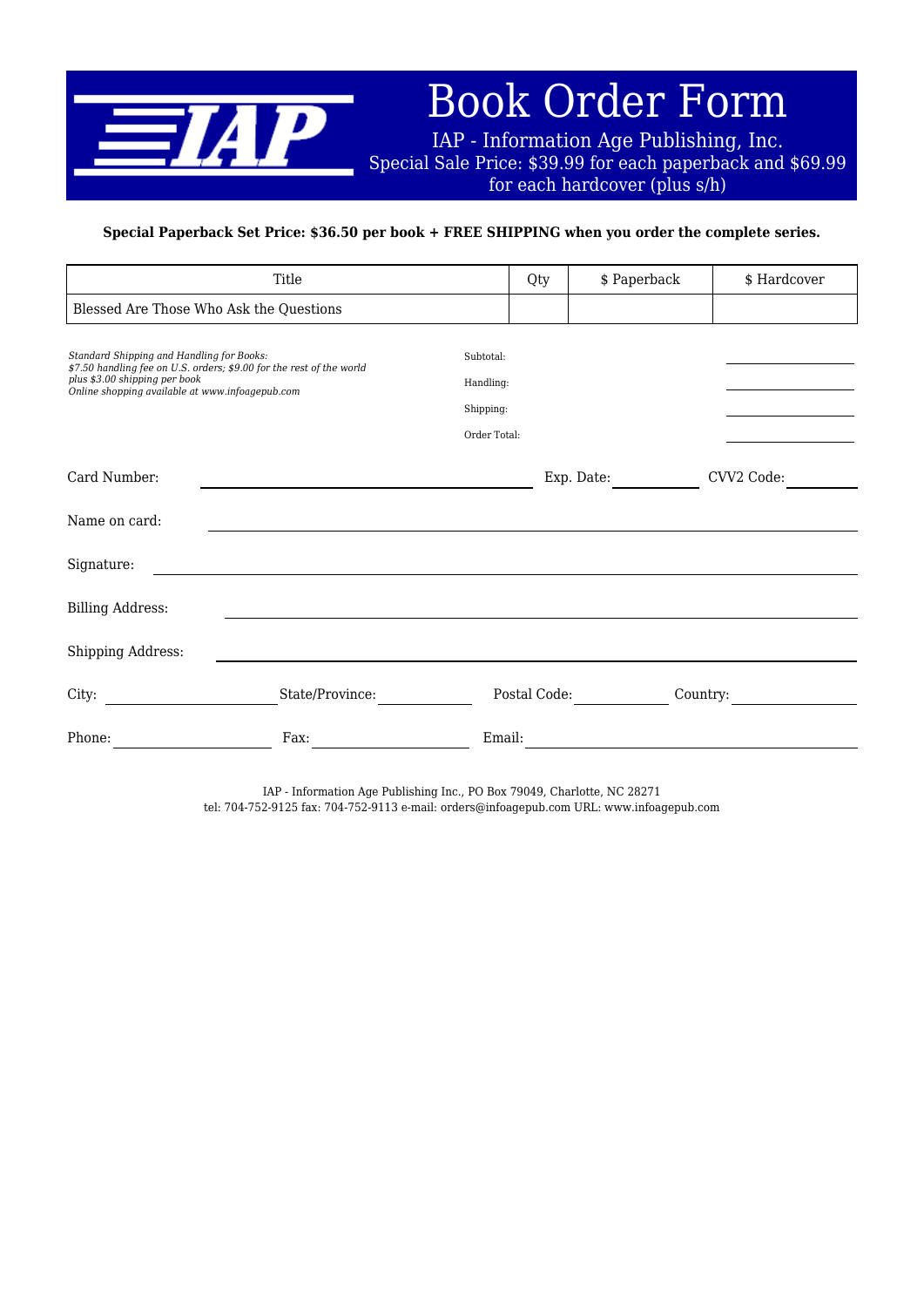# Book Order Form

IAP - Information Age Publishing, Inc.
Special Sale Price: $39.99 for each paperback and $69.99 for each hardcover (plus s/h)

**Special Paperback Set Price: $36.50 per book + FREE SHIPPING when you order the complete series.**

| Title | Qty | $ Paperback | $ Hardcover |
|---|---|---|---|
| Blessed Are Those Who Ask the Questions | | | |

*Standard Shipping and Handling for Books:*
*$7.50 handling fee on U.S. orders; $9.00 for the rest of the world plus $3.00 shipping per book*
*Online shopping available at www.infoagepub.com*

Subtotal: ______________

Handling: ______________

Shipping: ______________

Order Total: ______________

Card Number: ______________ Exp. Date: ______________ CVV2 Code: ______________

Name on card: ______________

Signature: ______________

Billing Address: ______________

Shipping Address: ______________

City: ______________ State/Province: ______________ Postal Code: ______________ Country: ______________

Phone: ______________ Fax: ______________ Email: ______________

IAP - Information Age Publishing Inc., PO Box 79049, Charlotte, NC 28271
tel: 704-752-9125 fax: 704-752-9113 e-mail: orders@infoagepub.com URL: www.infoagepub.com